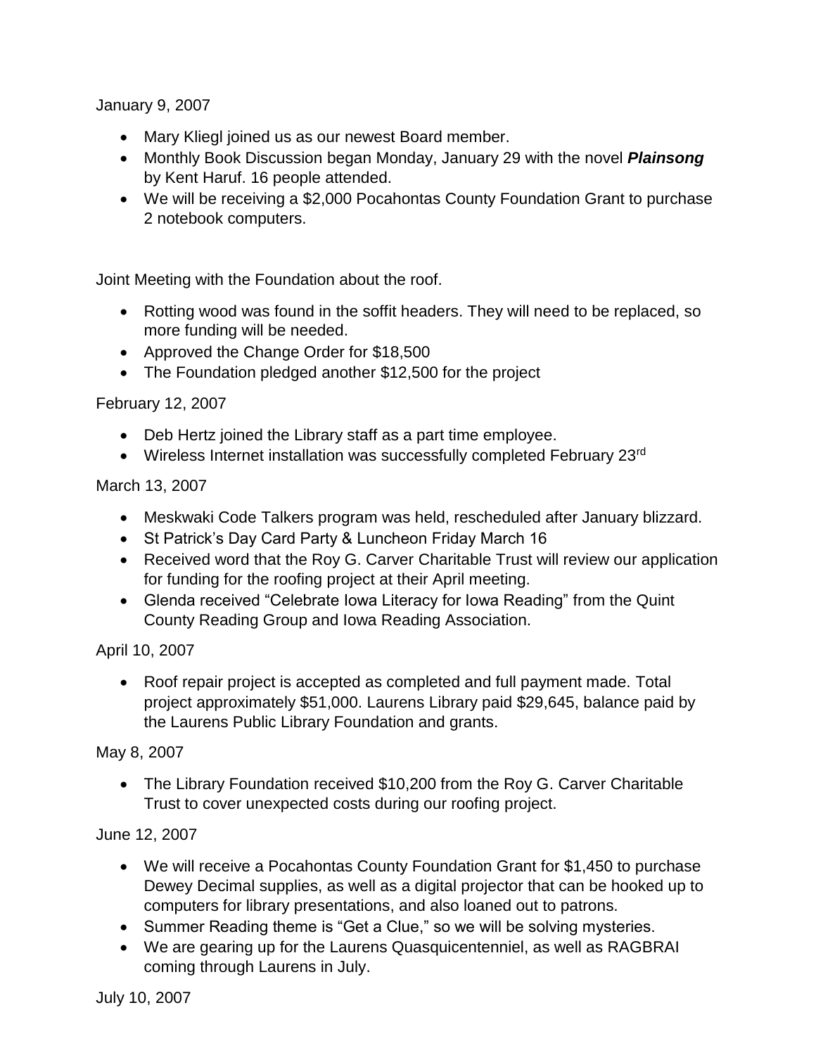January 9, 2007

- Mary Kliegl joined us as our newest Board member.
- Monthly Book Discussion began Monday, January 29 with the novel ***Plainsong*** by Kent Haruf. 16 people attended.
- We will be receiving a $2,000 Pocahontas County Foundation Grant to purchase 2 notebook computers.

Joint Meeting with the Foundation about the roof.

- Rotting wood was found in the soffit headers. They will need to be replaced, so more funding will be needed.
- Approved the Change Order for $18,500
- The Foundation pledged another $12,500 for the project

February 12, 2007

- Deb Hertz joined the Library staff as a part time employee.
- Wireless Internet installation was successfully completed February 23rd

March 13, 2007

- Meskwaki Code Talkers program was held, rescheduled after January blizzard.
- St Patrick's Day Card Party & Luncheon Friday March 16
- Received word that the Roy G. Carver Charitable Trust will review our application for funding for the roofing project at their April meeting.
- Glenda received "Celebrate Iowa Literacy for Iowa Reading" from the Quint County Reading Group and Iowa Reading Association.

April 10, 2007

- Roof repair project is accepted as completed and full payment made. Total project approximately $51,000. Laurens Library paid $29,645, balance paid by the Laurens Public Library Foundation and grants.

May 8, 2007

- The Library Foundation received $10,200 from the Roy G. Carver Charitable Trust to cover unexpected costs during our roofing project.

June 12, 2007

- We will receive a Pocahontas County Foundation Grant for $1,450 to purchase Dewey Decimal supplies, as well as a digital projector that can be hooked up to computers for library presentations, and also loaned out to patrons.
- Summer Reading theme is "Get a Clue," so we will be solving mysteries.
- We are gearing up for the Laurens Quasquicentenniel, as well as RAGBRAI coming through Laurens in July.

July 10, 2007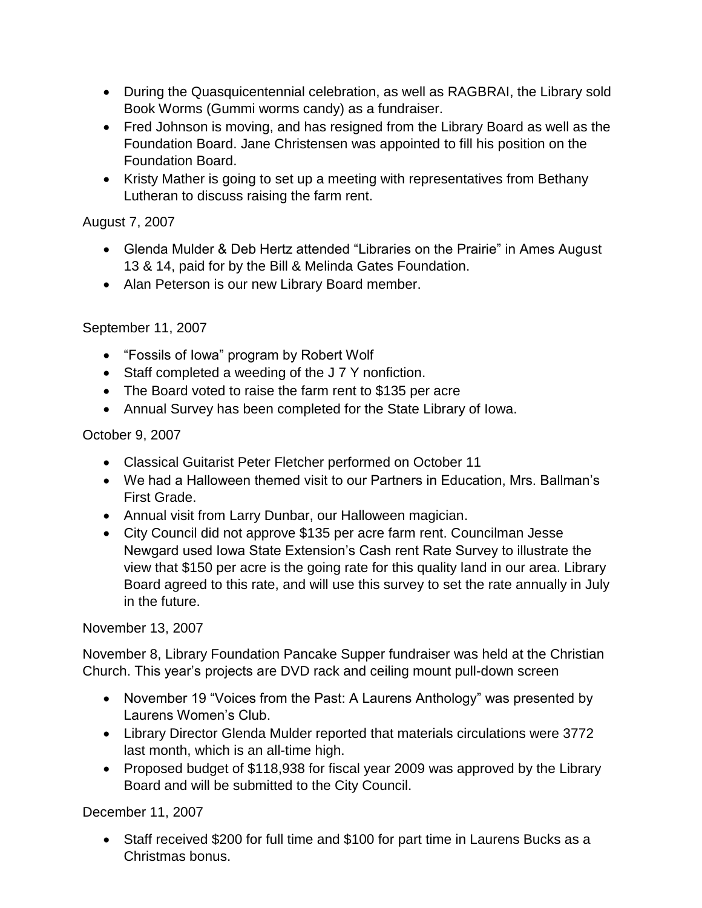- During the Quasquicentennial celebration, as well as RAGBRAI, the Library sold Book Worms (Gummi worms candy) as a fundraiser.
- Fred Johnson is moving, and has resigned from the Library Board as well as the Foundation Board. Jane Christensen was appointed to fill his position on the Foundation Board.
- Kristy Mather is going to set up a meeting with representatives from Bethany Lutheran to discuss raising the farm rent.

August 7, 2007

- Glenda Mulder & Deb Hertz attended "Libraries on the Prairie" in Ames August 13 & 14, paid for by the Bill & Melinda Gates Foundation.
- Alan Peterson is our new Library Board member.

September 11, 2007

- "Fossils of Iowa" program by Robert Wolf
- Staff completed a weeding of the J 7 Y nonfiction.
- The Board voted to raise the farm rent to $135 per acre
- Annual Survey has been completed for the State Library of Iowa.

October 9, 2007

- Classical Guitarist Peter Fletcher performed on October 11
- We had a Halloween themed visit to our Partners in Education, Mrs. Ballman's First Grade.
- Annual visit from Larry Dunbar, our Halloween magician.
- City Council did not approve $135 per acre farm rent. Councilman Jesse Newgard used Iowa State Extension's Cash rent Rate Survey to illustrate the view that $150 per acre is the going rate for this quality land in our area. Library Board agreed to this rate, and will use this survey to set the rate annually in July in the future.

November 13, 2007

November 8, Library Foundation Pancake Supper fundraiser was held at the Christian Church. This year's projects are DVD rack and ceiling mount pull-down screen

- November 19 "Voices from the Past: A Laurens Anthology" was presented by Laurens Women's Club.
- Library Director Glenda Mulder reported that materials circulations were 3772 last month, which is an all-time high.
- Proposed budget of $118,938 for fiscal year 2009 was approved by the Library Board and will be submitted to the City Council.

December 11, 2007

- Staff received $200 for full time and $100 for part time in Laurens Bucks as a Christmas bonus.